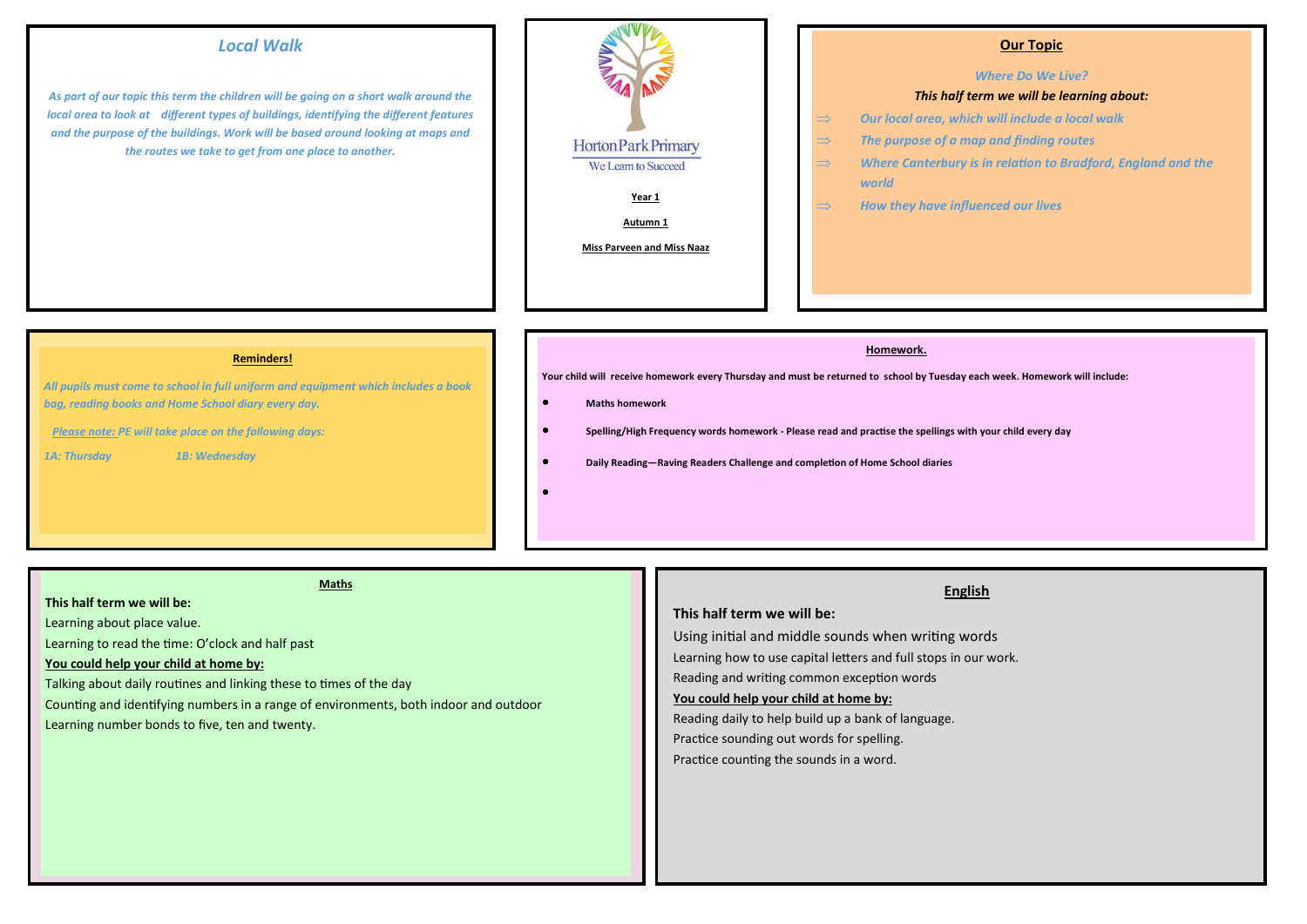## Local Walk

*As part of our topic this term the children will be going on a short walk around the local area to look at different types of buildings, identifying the different features and the purpose of the buildings. Work will be based around looking at maps and the routes we take to get from one place to another.*

Horton Park Primary

We Learn to Succeed

**Year 1**

**Autumn 1**

**Miss Parveen and Miss Naaz**

## Our Topic

*Where Do We Live?*

***This half term we will be learning about:***

- ⇒ *Our local area, which will include a local walk*
- ⇒ *The purpose of a map and finding routes*
- ⇒ *Where Canterbury is in relation to Bradford, England and the world*
- ⇒ *How they have influenced our lives*

## Reminders!

*All pupils must come to school in full uniform and equipment which includes a book bag, reading books and Home School diary every day.*

*Please note: PE will take place on the following days:*

*1A: Thursday* &nbsp;&nbsp;&nbsp;&nbsp; *1B: Wednesday*

## Homework.

**Your child will receive homework every Thursday and must be returned to school by Tuesday each week. Homework will include:**

- **Maths homework**
- **Spelling/High Frequency words homework - Please read and practise the spellings with your child every day**
- **Daily Reading—Raving Readers Challenge and completion of Home School diaries**
-

## Maths

**This half term we will be:**

Learning about place value.

Learning to read the time: O'clock and half past

**You could help your child at home by:**

Talking about daily routines and linking these to times of the day

Counting and identifying numbers in a range of environments, both indoor and outdoor

Learning number bonds to five, ten and twenty.

## English

**This half term we will be:**

Using initial and middle sounds when writing words

Learning how to use capital letters and full stops in our work.

Reading and writing common exception words

**You could help your child at home by:**

Reading daily to help build up a bank of language.

Practice sounding out words for spelling.

Practice counting the sounds in a word.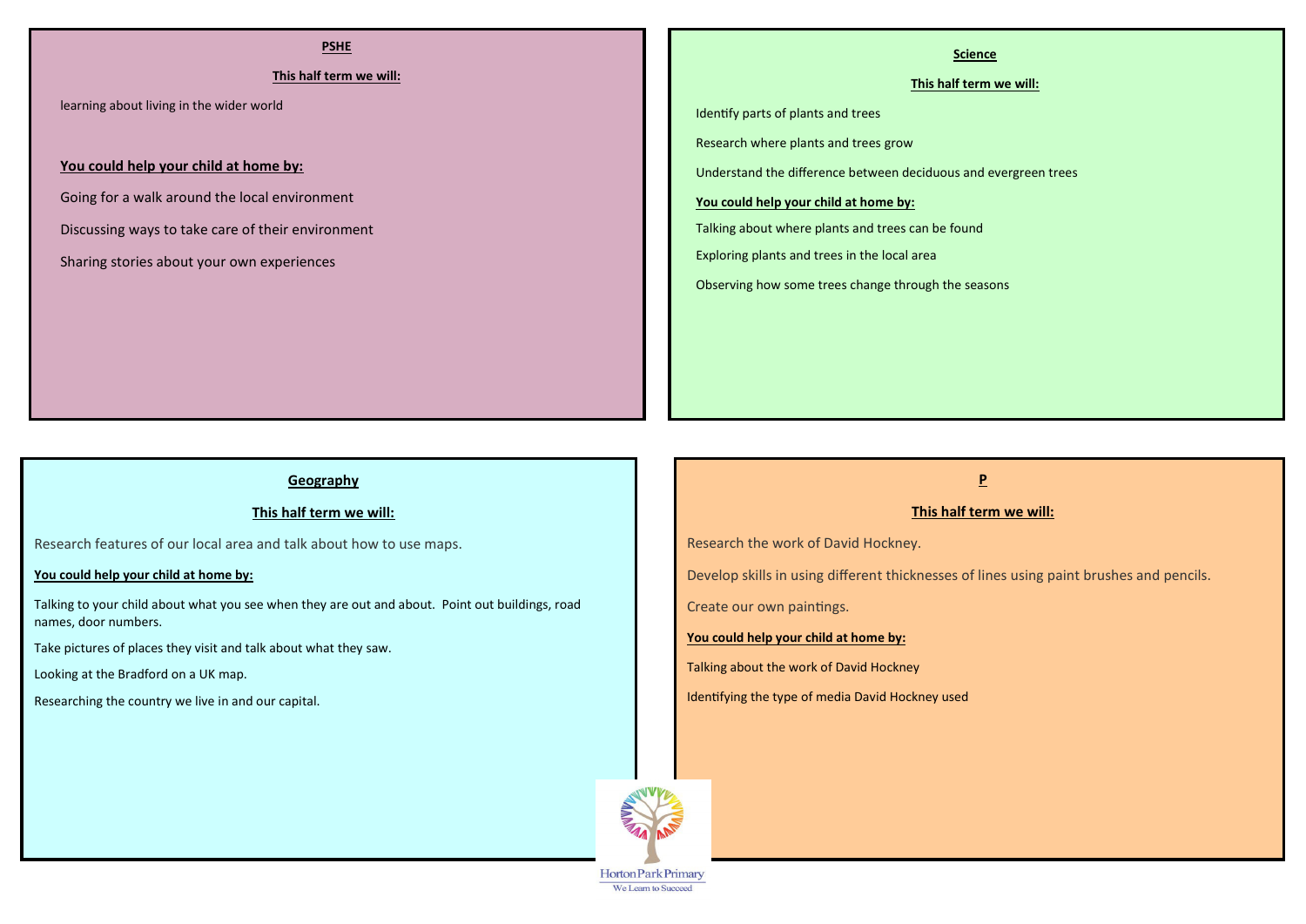## PSHE

**This half term we will:**

learning about living in the wider world

**You could help your child at home by:**

Going for a walk around the local environment

Discussing ways to take care of their environment

Sharing stories about your own experiences

## Science

**This half term we will:**

Identify parts of plants and trees

Research where plants and trees grow

Understand the difference between deciduous and evergreen trees

**You could help your child at home by:**

Talking about where plants and trees can be found

Exploring plants and trees in the local area

Observing how some trees change through the seasons

## Geography

**This half term we will:**

Research features of our local area and talk about how to use maps.

**You could help your child at home by:**

Talking to your child about what you see when they are out and about. Point out buildings, road names, door numbers.

Take pictures of places they visit and talk about what they saw.

Looking at the Bradford on a UK map.

Researching the country we live in and our capital.

## P

**This half term we will:**

Research the work of David Hockney.

Develop skills in using different thicknesses of lines using paint brushes and pencils.

Create our own paintings.

**You could help your child at home by:**

Talking about the work of David Hockney

Identifying the type of media David Hockney used

Horton Park Primary

We Learn to Succeed